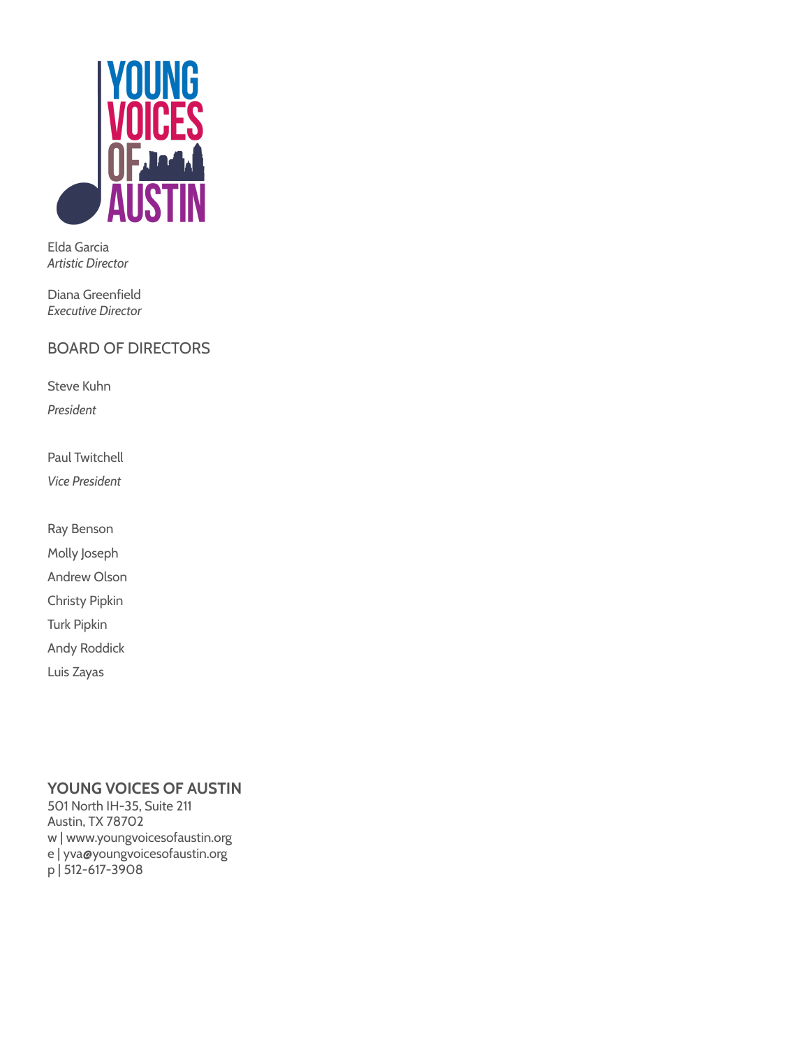YOUNG VOICES OF AUSTIN

Elda Garcia
*Artistic Director*

Diana Greenfield
*Executive Director*

## BOARD OF DIRECTORS

Steve Kuhn

*President*

Paul Twitchell

*Vice President*

Ray Benson

Molly Joseph

Andrew Olson

Christy Pipkin

Turk Pipkin

Andy Roddick

Luis Zayas

**YOUNG VOICES OF AUSTIN**
501 North IH-35, Suite 211
Austin, TX 78702
w | www.youngvoicesofaustin.org
e | yva@youngvoicesofaustin.org
p | 512-617-3908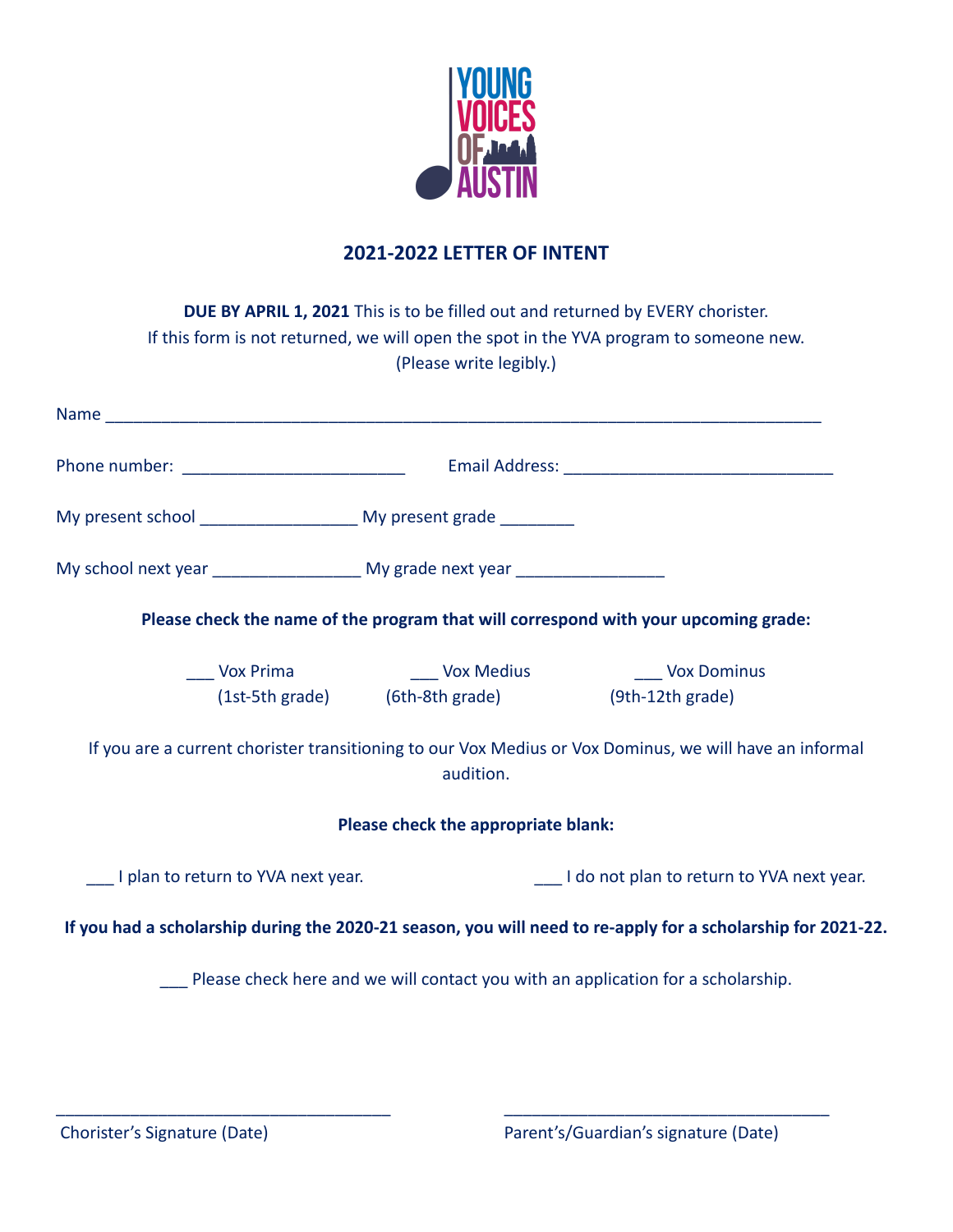YOUNG VOICES OF AUSTIN

## 2021-2022 LETTER OF INTENT

**DUE BY APRIL 1, 2021** This is to be filled out and returned by EVERY chorister.
If this form is not returned, we will open the spot in the YVA program to someone new.
(Please write legibly.)

Name ___________________________________________________________________________

Phone number: ________________________ Email Address: _____________________________

My present school _________________ My present grade ________

My school next year ________________ My grade next year ________________

**Please check the name of the program that will correspond with your upcoming grade:**

___ Vox Prima (1st-5th grade) ___ Vox Medius (6th-8th grade) ___ Vox Dominus (9th-12th grade)

If you are a current chorister transitioning to our Vox Medius or Vox Dominus, we will have an informal audition.

**Please check the appropriate blank:**

___ I plan to return to YVA next year. ___ I do not plan to return to YVA next year.

**If you had a scholarship during the 2020-21 season, you will need to re-apply for a scholarship for 2021-22.**

___ Please check here and we will contact you with an application for a scholarship.

____________________________________ Chorister's Signature (Date)

____________________________________ Parent's/Guardian's signature (Date)